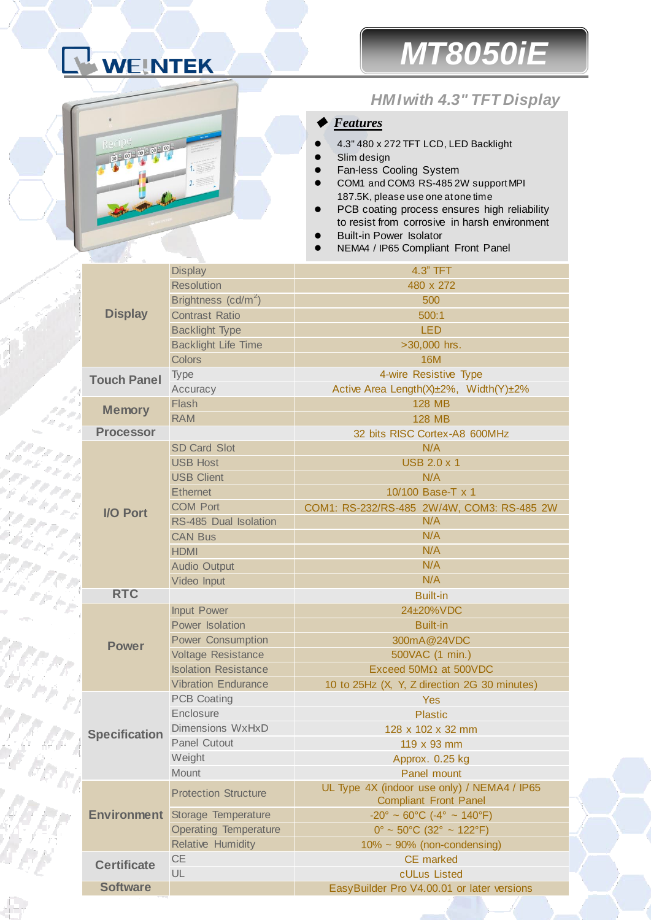WEINTEK

# MT8050iE

## HMI with 4.3" TFT Display

### Features

- 4.3" 480 x 272 TFT LCD, LED Backlight
- Slim design
- Fan-less Cooling System
- COM1 and COM3 RS-485 2W support MPI 187.5K, please use one at one time
- PCB coating process ensures high reliability to resist from corrosive in harsh environment
- Built-in Power Isolator
- NEMA4 / IP65 Compliant Front Panel

| | | |
|---|---|---|
| **Display** | Display | 4.3" TFT |
| | Resolution | 480 x 272 |
| | Brightness (cd/$m^2$) | 500 |
| | Contrast Ratio | 500:1 |
| | Backlight Type | LED |
| | Backlight Life Time | >30,000 hrs. |
| | Colors | 16M |
| **Touch Panel** | Type | 4-wire Resistive Type |
| | Accuracy | Active Area Length(X)±2%, Width(Y)±2% |
| **Memory** | Flash | 128 MB |
| | RAM | 128 MB |
| **Processor** | | 32 bits RISC Cortex-A8 600MHz |
| **I/O Port** | SD Card Slot | N/A |
| | USB Host | USB 2.0 x 1 |
| | USB Client | N/A |
| | Ethernet | 10/100 Base-T x 1 |
| | COM Port | COM1: RS-232/RS-485 2W/4W, COM3: RS-485 2W |
| | RS-485 Dual Isolation | N/A |
| | CAN Bus | N/A |
| | HDMI | N/A |
| | Audio Output | N/A |
| | Video Input | N/A |
| **RTC** | | Built-in |
| **Power** | Input Power | 24±20%VDC |
| | Power Isolation | Built-in |
| | Power Consumption | 300mA@24VDC |
| | Voltage Resistance | 500VAC (1 min.) |
| | Isolation Resistance | Exceed 50MΩ at 500VDC |
| | Vibration Endurance | 10 to 25Hz (X, Y, Z direction 2G 30 minutes) |
| **Specification** | PCB Coating | Yes |
| | Enclosure | Plastic |
| | Dimensions WxHxD | 128 x 102 x 32 mm |
| | Panel Cutout | 119 x 93 mm |
| | Weight | Approx. 0.25 kg |
| | Mount | Panel mount |
| **Environment** | Protection Structure | UL Type 4X (indoor use only) / NEMA4 / IP65 Compliant Front Panel |
| | Storage Temperature | -20° ~ 60°C (-4° ~ 140°F) |
| | Operating Temperature | 0° ~ 50°C (32° ~ 122°F) |
| | Relative Humidity | 10% ~ 90% (non-condensing) |
| **Certificate** | CE | CE marked |
| | UL | cULus Listed |
| **Software** | | EasyBuilder Pro V4.00.01 or later versions |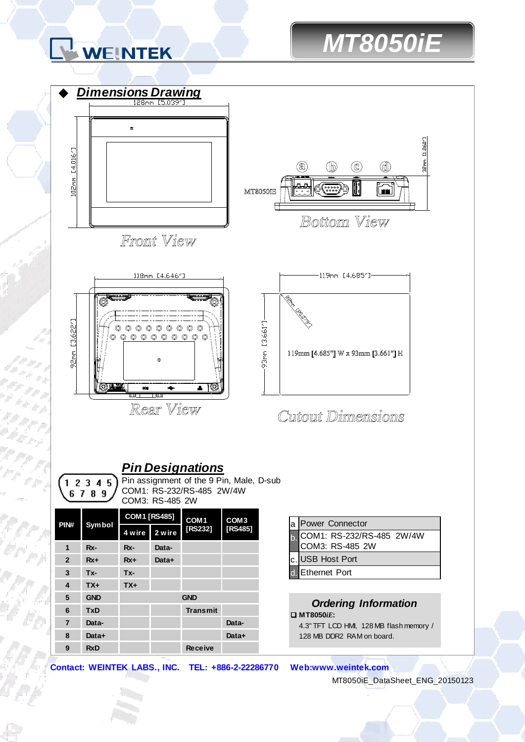## Dimensions Drawing

128mm [5.039"]

102mm [4.016"]

Front View

MT8050iE

a b c d

32mm [1.260"]

Bottom View

118mm [4.646"]

92mm [3.622"]

Rear View

119mm [4.685"]

93mm [3.661"]

R2mm [R0.079"]

119mm [4.685"] W x 93mm [3.661"] H

Cutout Dimensions

## Pin Designations

1 2 3 4 5
6 7 8 9

Pin assignment of the 9 Pin, Male, D-sub
COM1: RS-232/RS-485 2W/4W
COM3: RS-485 2W

| PIN# | Symbol | COM1 [RS485] | | COM1 [RS232] | COM3 [RS485] |
|---|---|---|---|---|---|
| | | 4 wire | 2 wire | | |
| 1 | Rx- | Rx- | Data- | | |
| 2 | Rx+ | Rx+ | Data+ | | |
| 3 | Tx- | Tx- | | | |
| 4 | TX+ | TX+ | | | |
| 5 | GND | GND | | | |
| 6 | TxD | | | Transmit | |
| 7 | Data- | | | | Data- |
| 8 | Data+ | | | | Data+ |
| 9 | RxD | | | Receive | |

| | |
|---|---|
| a | Power Connector |
| b. | COM1: RS-232/RS-485 2W/4W<br>COM3: RS-485 2W |
| c. | USB Host Port |
| d. | Ethernet Port |

### Ordering Information

- **MT8050iE:**
  4.3" TFT LCD HMI, 128 MB flash memory / 128 MB DDR2 RAM on board.

**Contact: WEINTEK LABS., INC. TEL: +886-2-22286770 Web:www.weintek.com**

MT8050iE_DataSheet_ENG_20150123